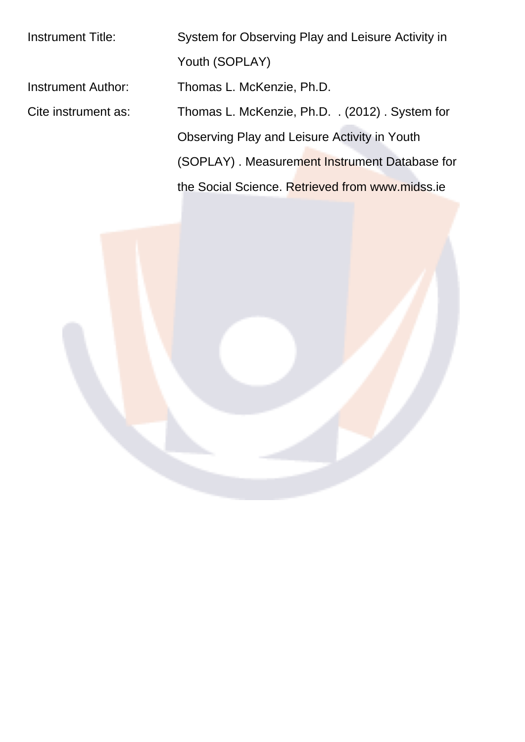| | |
|---|---|
| Instrument Title: | System for Observing Play and Leisure Activity in Youth (SOPLAY) |
| Instrument Author: | Thomas L. McKenzie, Ph.D. |
| Cite instrument as: | Thomas L. McKenzie, Ph.D.  . (2012) . System for Observing Play and Leisure Activity in Youth (SOPLAY) . Measurement Instrument Database for the Social Science. Retrieved from www.midss.ie |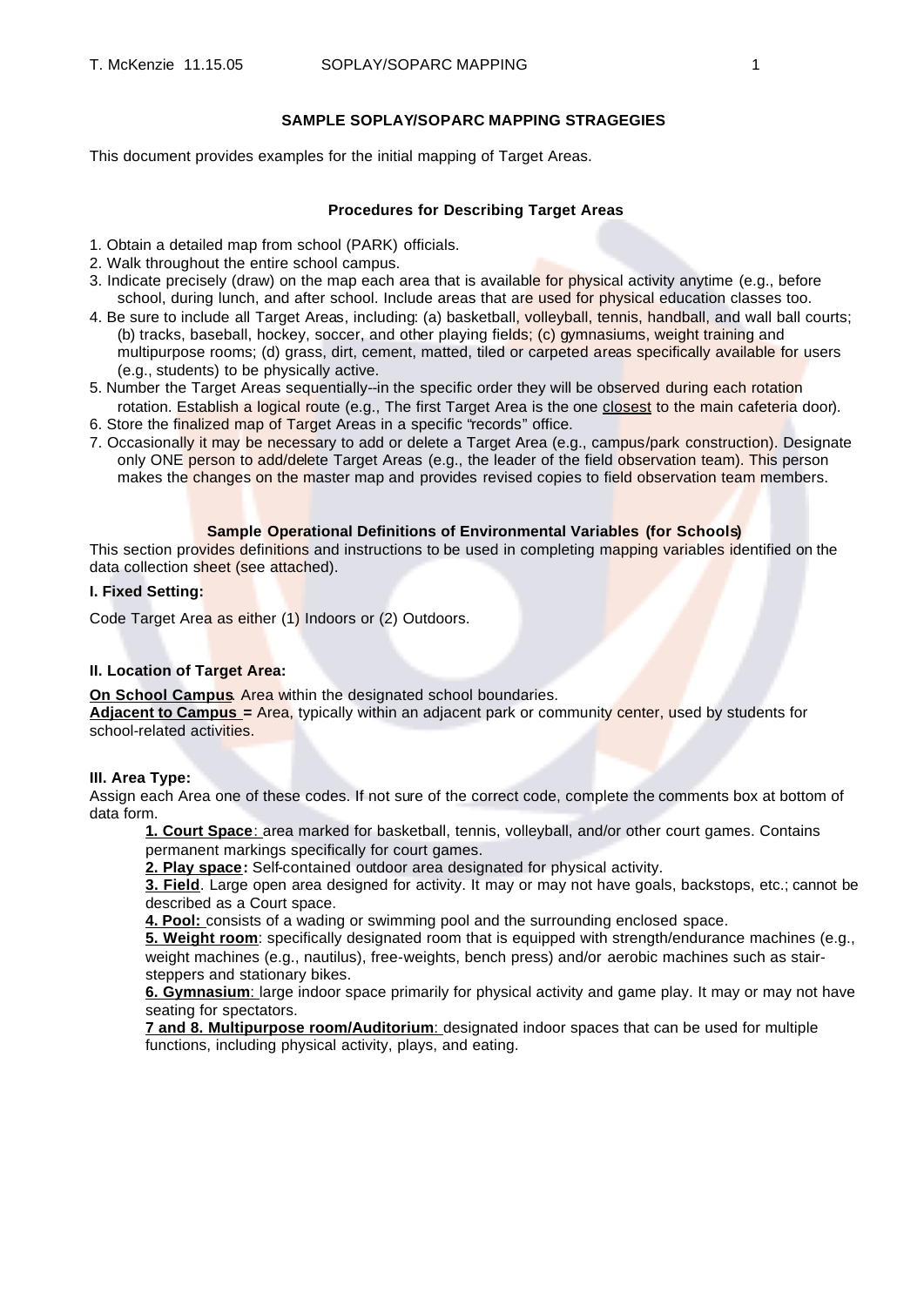## SAMPLE SOPLAY/SOPARC MAPPING STRAGEGIES

This document provides examples for the initial mapping of Target Areas.

### Procedures for Describing Target Areas

1. Obtain a detailed map from school (PARK) officials.
2. Walk throughout the entire school campus.
3. Indicate precisely (draw) on the map each area that is available for physical activity anytime (e.g., before school, during lunch, and after school. Include areas that are used for physical education classes too.
4. Be sure to include all Target Areas, including: (a) basketball, volleyball, tennis, handball, and wall ball courts; (b) tracks, baseball, hockey, soccer, and other playing fields; (c) gymnasiums, weight training and multipurpose rooms; (d) grass, dirt, cement, matted, tiled or carpeted areas specifically available for users (e.g., students) to be physically active.
5. Number the Target Areas sequentially--in the specific order they will be observed during each rotation rotation. Establish a logical route (e.g., The first Target Area is the one <u>closest</u> to the main cafeteria door).
6. Store the finalized map of Target Areas in a specific "records" office.
7. Occasionally it may be necessary to add or delete a Target Area (e.g., campus/park construction). Designate only ONE person to add/delete Target Areas (e.g., the leader of the field observation team). This person makes the changes on the master map and provides revised copies to field observation team members.

### Sample Operational Definitions of Environmental Variables (for Schools)

This section provides definitions and instructions to be used in completing mapping variables identified on the data collection sheet (see attached).

**I. Fixed Setting:**

Code Target Area as either (1) Indoors or (2) Outdoors.

**II. Location of Target Area:**

**<u>On School Campus</u>**. Area within the designated school boundaries.
**<u>Adjacent to Campus</u> =** Area, typically within an adjacent park or community center, used by students for school-related activities.

**III. Area Type:**

Assign each Area one of these codes. If not sure of the correct code, complete the comments box at bottom of data form.

**<u>1. Court Space</u>**: area marked for basketball, tennis, volleyball, and/or other court games. Contains permanent markings specifically for court games.

**<u>2. Play space</u>:** Self-contained outdoor area designated for physical activity.

**<u>3. Field</u>**. Large open area designed for activity. It may or may not have goals, backstops, etc.; cannot be described as a Court space.

**<u>4. Pool:</u>** consists of a wading or swimming pool and the surrounding enclosed space.

**<u>5. Weight room</u>**: specifically designated room that is equipped with strength/endurance machines (e.g., weight machines (e.g., nautilus), free-weights, bench press) and/or aerobic machines such as stair-steppers and stationary bikes.

**<u>6. Gymnasium</u>**: large indoor space primarily for physical activity and game play. It may or may not have seating for spectators.

**<u>7 and 8. Multipurpose room/Auditorium</u>**: designated indoor spaces that can be used for multiple functions, including physical activity, plays, and eating.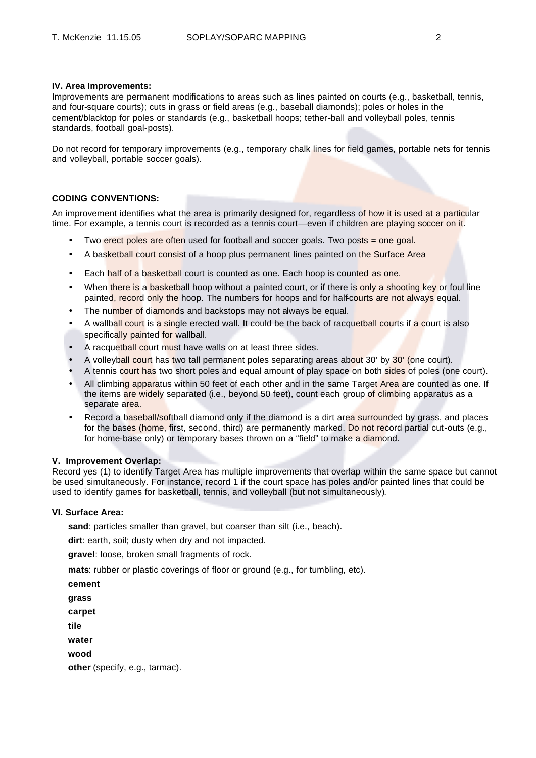### IV. Area Improvements:

Improvements are <u>permanent</u> modifications to areas such as lines painted on courts (e.g., basketball, tennis, and four-square courts); cuts in grass or field areas (e.g., baseball diamonds); poles or holes in the cement/blacktop for poles or standards (e.g., basketball hoops; tether-ball and volleyball poles, tennis standards, football goal-posts).

<u>Do not</u> record for temporary improvements (e.g., temporary chalk lines for field games, portable nets for tennis and volleyball, portable soccer goals).

### CODING CONVENTIONS:

An improvement identifies what the area is primarily designed for, regardless of how it is used at a particular time. For example, a tennis court is recorded as a tennis court—even if children are playing soccer on it.

- Two erect poles are often used for football and soccer goals. Two posts = one goal.
- A basketball court consist of a hoop plus permanent lines painted on the Surface Area
- Each half of a basketball court is counted as one. Each hoop is counted as one.
- When there is a basketball hoop without a painted court, or if there is only a shooting key or foul line painted, record only the hoop. The numbers for hoops and for half-courts are not always equal.
- The number of diamonds and backstops may not always be equal.
- A wallball court is a single erected wall. It could be the back of racquetball courts if a court is also specifically painted for wallball.
- A racquetball court must have walls on at least three sides.
- A volleyball court has two tall permanent poles separating areas about 30' by 30' (one court).
- A tennis court has two short poles and equal amount of play space on both sides of poles (one court).
- All climbing apparatus within 50 feet of each other and in the same Target Area are counted as one. If the items are widely separated (i.e., beyond 50 feet), count each group of climbing apparatus as a separate area.
- Record a baseball/softball diamond only if the diamond is a dirt area surrounded by grass, and places for the bases (home, first, second, third) are permanently marked. Do not record partial cut-outs (e.g., for home-base only) or temporary bases thrown on a "field" to make a diamond.

### V. Improvement Overlap:

Record yes (1) to identify Target Area has multiple improvements <u>that overlap</u> within the same space but cannot be used simultaneously. For instance, record 1 if the court space has poles and/or painted lines that could be used to identify games for basketball, tennis, and volleyball (but not simultaneously).

### VI. Surface Area:

**sand**: particles smaller than gravel, but coarser than silt (i.e., beach).

**dirt**: earth, soil; dusty when dry and not impacted.

**gravel**: loose, broken small fragments of rock.

**mats**: rubber or plastic coverings of floor or ground (e.g., for tumbling, etc).

**cement**

**grass**

**carpet**

**tile**

**water**

**wood**

**other** (specify, e.g., tarmac).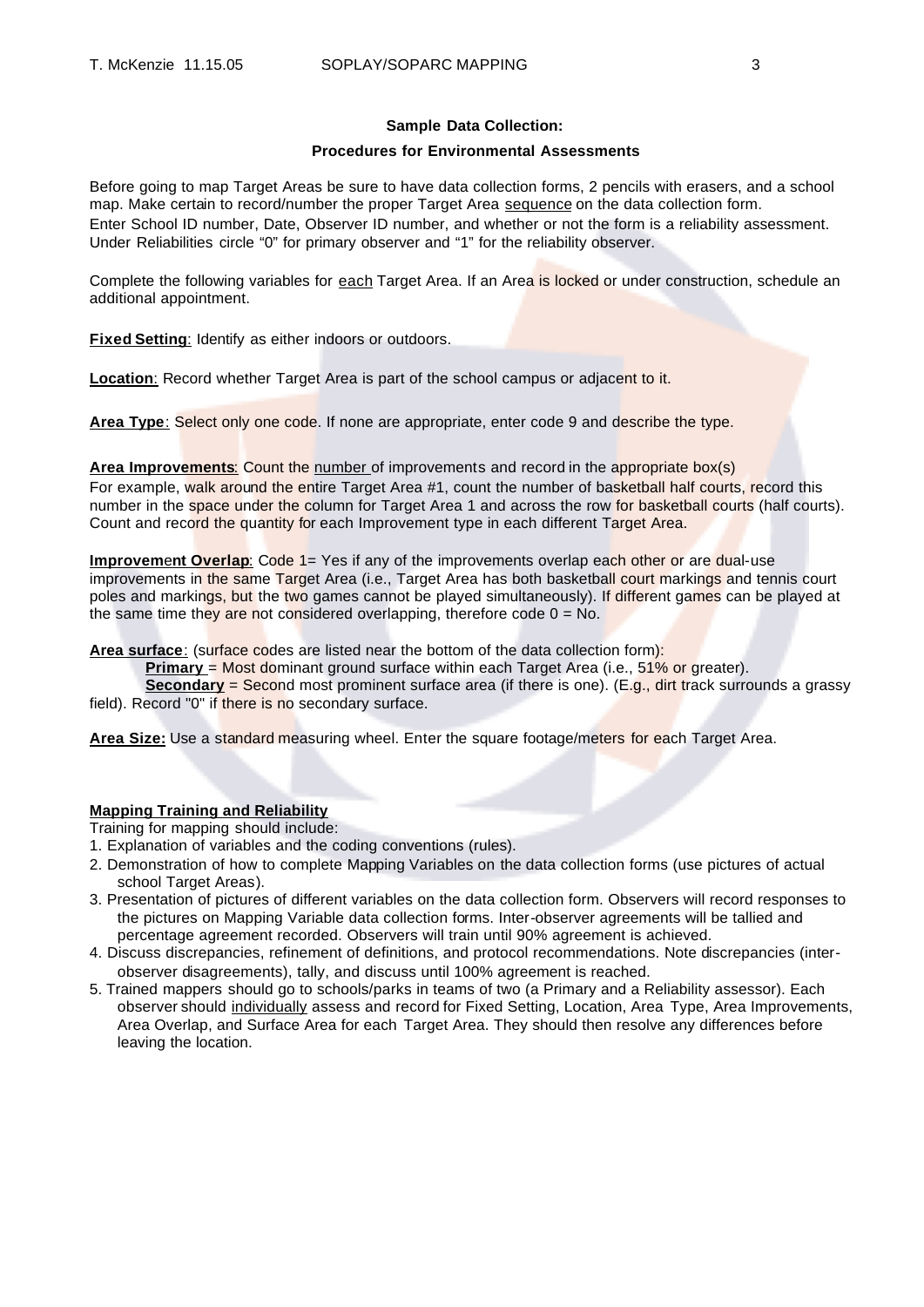**Sample Data Collection:**

**Procedures for Environmental Assessments**

Before going to map Target Areas be sure to have data collection forms, 2 pencils with erasers, and a school map. Make certain to record/number the proper Target Area sequence on the data collection form. Enter School ID number, Date, Observer ID number, and whether or not the form is a reliability assessment. Under Reliabilities circle "0" for primary observer and "1" for the reliability observer.

Complete the following variables for each Target Area. If an Area is locked or under construction, schedule an additional appointment.

**Fixed Setting**: Identify as either indoors or outdoors.

**Location**: Record whether Target Area is part of the school campus or adjacent to it.

**Area Type**: Select only one code. If none are appropriate, enter code 9 and describe the type.

**Area Improvements**: Count the number of improvements and record in the appropriate box(s) For example, walk around the entire Target Area #1, count the number of basketball half courts, record this number in the space under the column for Target Area 1 and across the row for basketball courts (half courts). Count and record the quantity for each Improvement type in each different Target Area.

**Improvement Overlap**: Code 1= Yes if any of the improvements overlap each other or are dual-use improvements in the same Target Area (i.e., Target Area has both basketball court markings and tennis court poles and markings, but the two games cannot be played simultaneously). If different games can be played at the same time they are not considered overlapping, therefore code 0 = No.

**Area surface**: (surface codes are listed near the bottom of the data collection form):

**Primary** = Most dominant ground surface within each Target Area (i.e., 51% or greater).

**Secondary** = Second most prominent surface area (if there is one). (E.g., dirt track surrounds a grassy field). Record "0" if there is no secondary surface.

**Area Size:** Use a standard measuring wheel. Enter the square footage/meters for each Target Area.

**Mapping Training and Reliability**

Training for mapping should include:

1. Explanation of variables and the coding conventions (rules).
2. Demonstration of how to complete Mapping Variables on the data collection forms (use pictures of actual school Target Areas).
3. Presentation of pictures of different variables on the data collection form. Observers will record responses to the pictures on Mapping Variable data collection forms. Inter-observer agreements will be tallied and percentage agreement recorded. Observers will train until 90% agreement is achieved.
4. Discuss discrepancies, refinement of definitions, and protocol recommendations. Note discrepancies (inter-observer disagreements), tally, and discuss until 100% agreement is reached.
5. Trained mappers should go to schools/parks in teams of two (a Primary and a Reliability assessor). Each observer should individually assess and record for Fixed Setting, Location, Area Type, Area Improvements, Area Overlap, and Surface Area for each Target Area. They should then resolve any differences before leaving the location.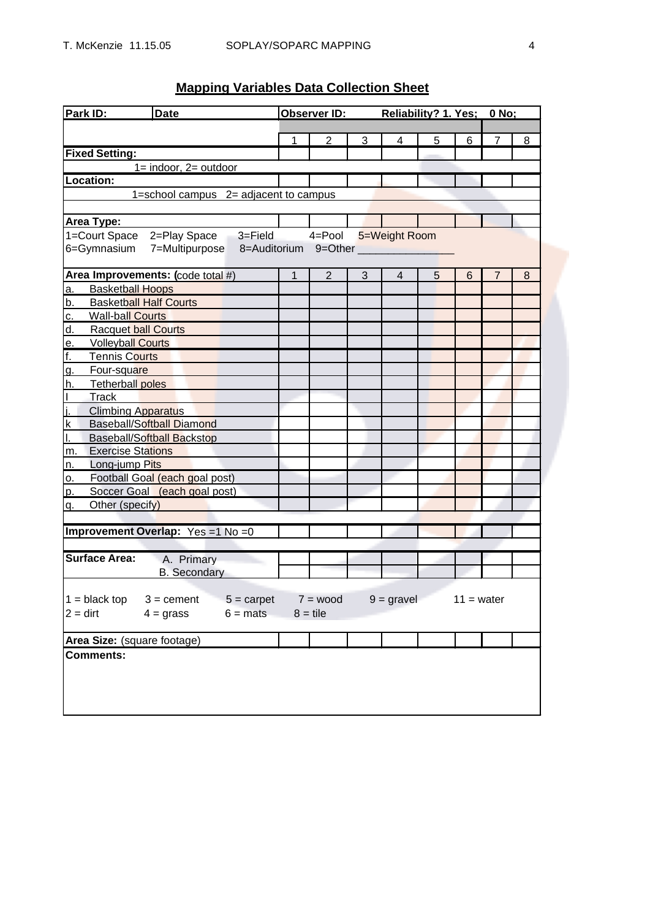## Mapping Variables Data Collection Sheet

| **Park ID:** | **Date** | **Observer ID:** | | | **Reliability? 1. Yes; 0 No;** | | | | |
|---|---|---|---|---|---|---|---|---|---|
| | | 1 | 2 | 3 | 4 | 5 | 6 | 7 | 8 |
| **Fixed Setting:** | | | | | | | | | |
| 1= indoor, 2= outdoor | | | | | | | | | |
| **Location:** | | | | | | | | | |
| 1=school campus 2= adjacent to campus | | | | | | | | | |
| **Area Type:** | | | | | | | | | |
| 1=Court Space 2=Play Space 3=Field 4=Pool 5=Weight Room 6=Gymnasium 7=Multipurpose 8=Auditorium 9=Other _______________ | | | | | | | | | |
| **Area Improvements: (**code total #) | | 1 | 2 | 3 | 4 | 5 | 6 | 7 | 8 |
| a. Basketball Hoops | | | | | | | | | |
| b. Basketball Half Courts | | | | | | | | | |
| c. Wall-ball Courts | | | | | | | | | |
| d. Racquet ball Courts | | | | | | | | | |
| e. Volleyball Courts | | | | | | | | | |
| f. Tennis Courts | | | | | | | | | |
| g. Four-square | | | | | | | | | |
| h. Tetherball poles | | | | | | | | | |
| I Track | | | | | | | | | |
| j. Climbing Apparatus | | | | | | | | | |
| k Baseball/Softball Diamond | | | | | | | | | |
| l. Baseball/Softball Backstop | | | | | | | | | |
| m. Exercise Stations | | | | | | | | | |
| n. Long-jump Pits | | | | | | | | | |
| o. Football Goal (each goal post) | | | | | | | | | |
| p. Soccer Goal (each goal post) | | | | | | | | | |
| q. Other (specify) | | | | | | | | | |
| **Improvement Overlap:** Yes =1 No =0 | | | | | | | | | |
| **Surface Area:** | A. Primary | | | | | | | | |
| | B. Secondary | | | | | | | | |
| 1 = black top 3 = cement 5 = carpet 7 = wood 9 = gravel 11 = water 2 = dirt 4 = grass 6 = mats 8 = tile | | | | | | | | | |
| **Area Size:** (square footage) | | | | | | | | | |
| **Comments:** | | | | | | | | | |